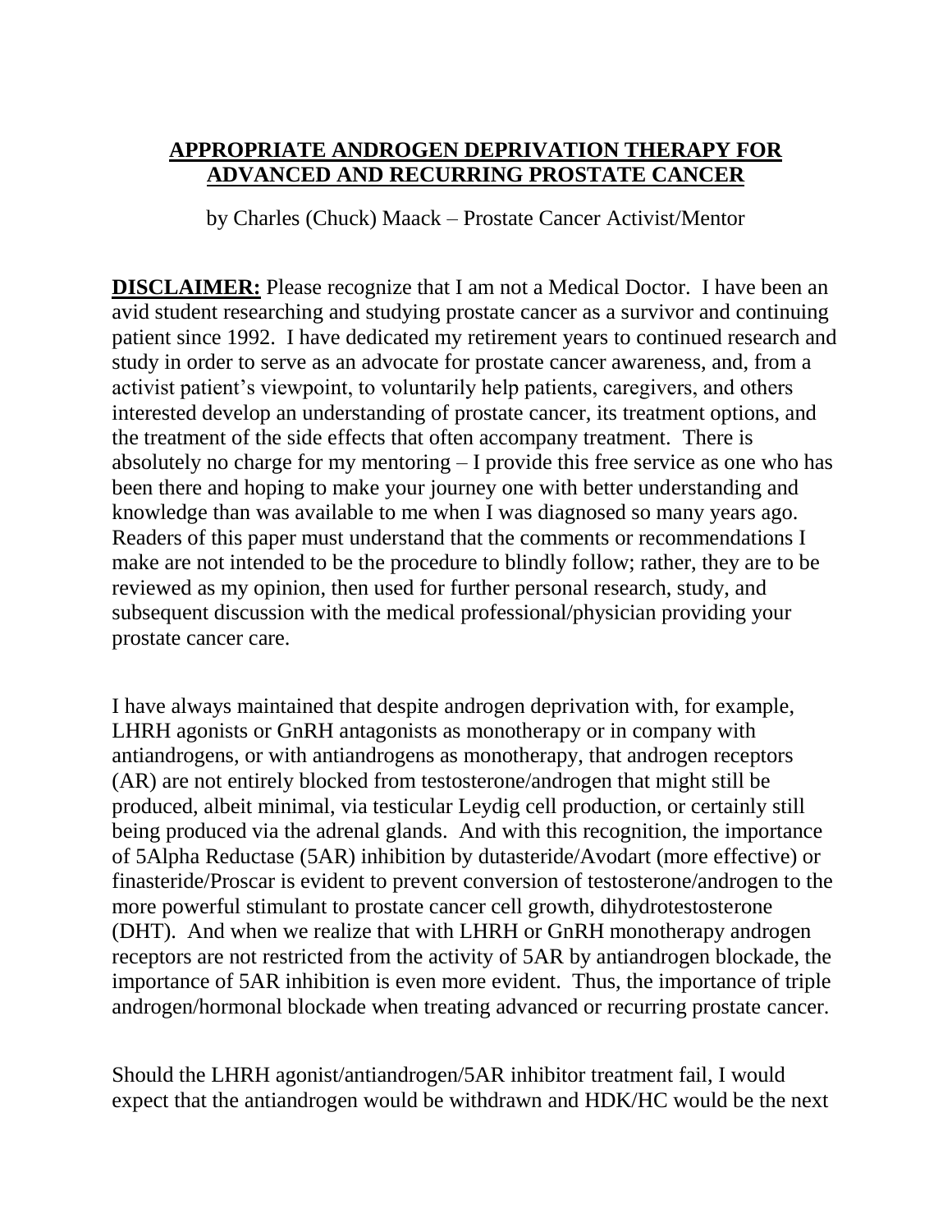# APPROPRIATE ANDROGEN DEPRIVATION THERAPY FOR ADVANCED AND RECURRING PROSTATE CANCER

by Charles (Chuck) Maack – Prostate Cancer Activist/Mentor

**DISCLAIMER:** Please recognize that I am not a Medical Doctor. I have been an avid student researching and studying prostate cancer as a survivor and continuing patient since 1992. I have dedicated my retirement years to continued research and study in order to serve as an advocate for prostate cancer awareness, and, from a activist patient's viewpoint, to voluntarily help patients, caregivers, and others interested develop an understanding of prostate cancer, its treatment options, and the treatment of the side effects that often accompany treatment. There is absolutely no charge for my mentoring – I provide this free service as one who has been there and hoping to make your journey one with better understanding and knowledge than was available to me when I was diagnosed so many years ago. Readers of this paper must understand that the comments or recommendations I make are not intended to be the procedure to blindly follow; rather, they are to be reviewed as my opinion, then used for further personal research, study, and subsequent discussion with the medical professional/physician providing your prostate cancer care.

I have always maintained that despite androgen deprivation with, for example, LHRH agonists or GnRH antagonists as monotherapy or in company with antiandrogens, or with antiandrogens as monotherapy, that androgen receptors (AR) are not entirely blocked from testosterone/androgen that might still be produced, albeit minimal, via testicular Leydig cell production, or certainly still being produced via the adrenal glands. And with this recognition, the importance of 5Alpha Reductase (5AR) inhibition by dutasteride/Avodart (more effective) or finasteride/Proscar is evident to prevent conversion of testosterone/androgen to the more powerful stimulant to prostate cancer cell growth, dihydrotestosterone (DHT). And when we realize that with LHRH or GnRH monotherapy androgen receptors are not restricted from the activity of 5AR by antiandrogen blockade, the importance of 5AR inhibition is even more evident. Thus, the importance of triple androgen/hormonal blockade when treating advanced or recurring prostate cancer.

Should the LHRH agonist/antiandrogen/5AR inhibitor treatment fail, I would expect that the antiandrogen would be withdrawn and HDK/HC would be the next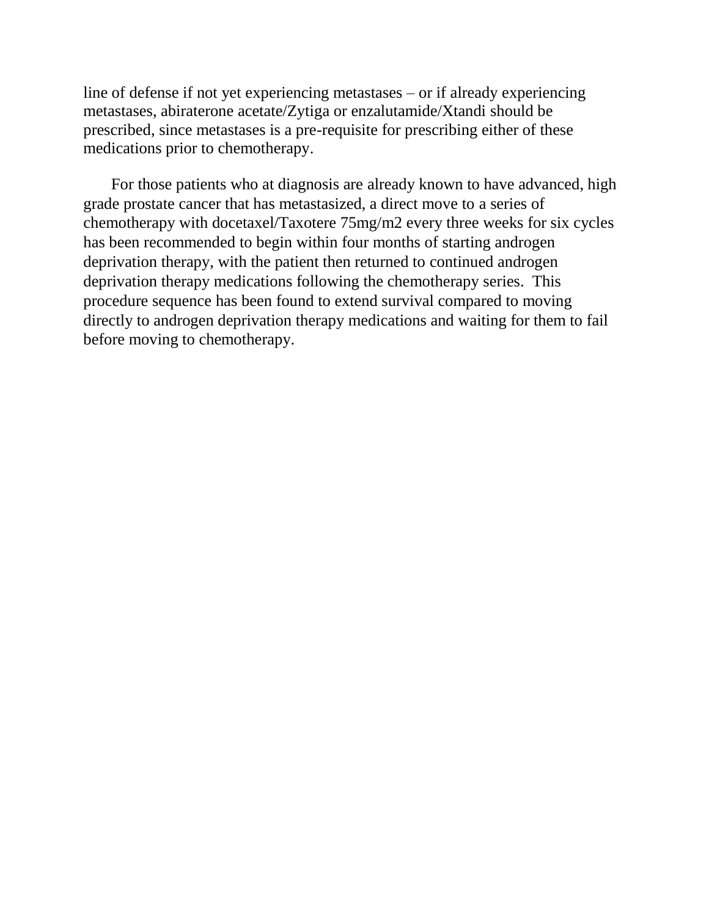line of defense if not yet experiencing metastases – or if already experiencing metastases, abiraterone acetate/Zytiga or enzalutamide/Xtandi should be prescribed, since metastases is a pre-requisite for prescribing either of these medications prior to chemotherapy.

For those patients who at diagnosis are already known to have advanced, high grade prostate cancer that has metastasized, a direct move to a series of chemotherapy with docetaxel/Taxotere 75mg/m2 every three weeks for six cycles has been recommended to begin within four months of starting androgen deprivation therapy, with the patient then returned to continued androgen deprivation therapy medications following the chemotherapy series. This procedure sequence has been found to extend survival compared to moving directly to androgen deprivation therapy medications and waiting for them to fail before moving to chemotherapy.